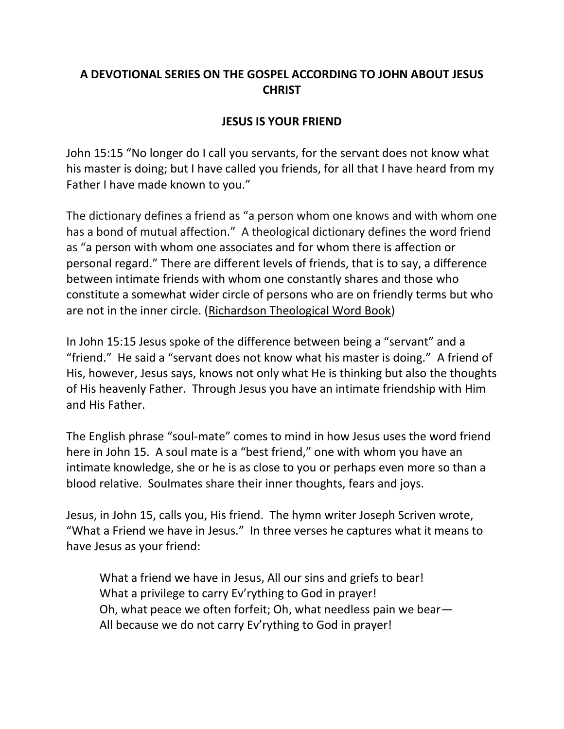# A DEVOTIONAL SERIES ON THE GOSPEL ACCORDING TO JOHN ABOUT JESUS CHRIST

## JESUS IS YOUR FRIEND

John 15:15 "No longer do I call you servants, for the servant does not know what his master is doing; but I have called you friends, for all that I have heard from my Father I have made known to you."

The dictionary defines a friend as "a person whom one knows and with whom one has a bond of mutual affection." A theological dictionary defines the word friend as "a person with whom one associates and for whom there is affection or personal regard." There are different levels of friends, that is to say, a difference between intimate friends with whom one constantly shares and those who constitute a somewhat wider circle of persons who are on friendly terms but who are not in the inner circle. (<u>Richardson Theological Word Book</u>)

In John 15:15 Jesus spoke of the difference between being a "servant" and a "friend." He said a "servant does not know what his master is doing." A friend of His, however, Jesus says, knows not only what He is thinking but also the thoughts of His heavenly Father. Through Jesus you have an intimate friendship with Him and His Father.

The English phrase "soul-mate" comes to mind in how Jesus uses the word friend here in John 15. A soul mate is a "best friend," one with whom you have an intimate knowledge, she or he is as close to you or perhaps even more so than a blood relative. Soulmates share their inner thoughts, fears and joys.

Jesus, in John 15, calls you, His friend. The hymn writer Joseph Scriven wrote, "What a Friend we have in Jesus." In three verses he captures what it means to have Jesus as your friend:

> What a friend we have in Jesus, All our sins and griefs to bear!
> What a privilege to carry Ev'rything to God in prayer!
> Oh, what peace we often forfeit; Oh, what needless pain we bear—
> All because we do not carry Ev'rything to God in prayer!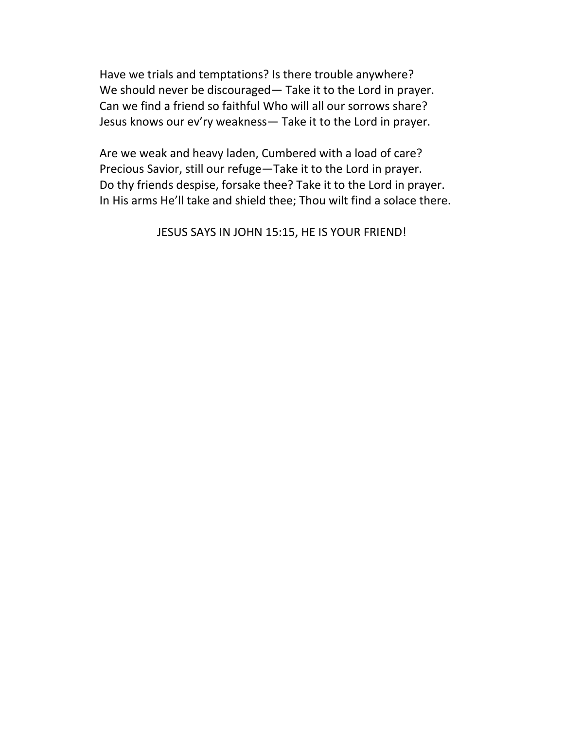Have we trials and temptations? Is there trouble anywhere?
We should never be discouraged— Take it to the Lord in prayer.
Can we find a friend so faithful Who will all our sorrows share?
Jesus knows our ev'ry weakness— Take it to the Lord in prayer.

Are we weak and heavy laden, Cumbered with a load of care?
Precious Savior, still our refuge—Take it to the Lord in prayer.
Do thy friends despise, forsake thee? Take it to the Lord in prayer.
In His arms He'll take and shield thee; Thou wilt find a solace there.

JESUS SAYS IN JOHN 15:15, HE IS YOUR FRIEND!